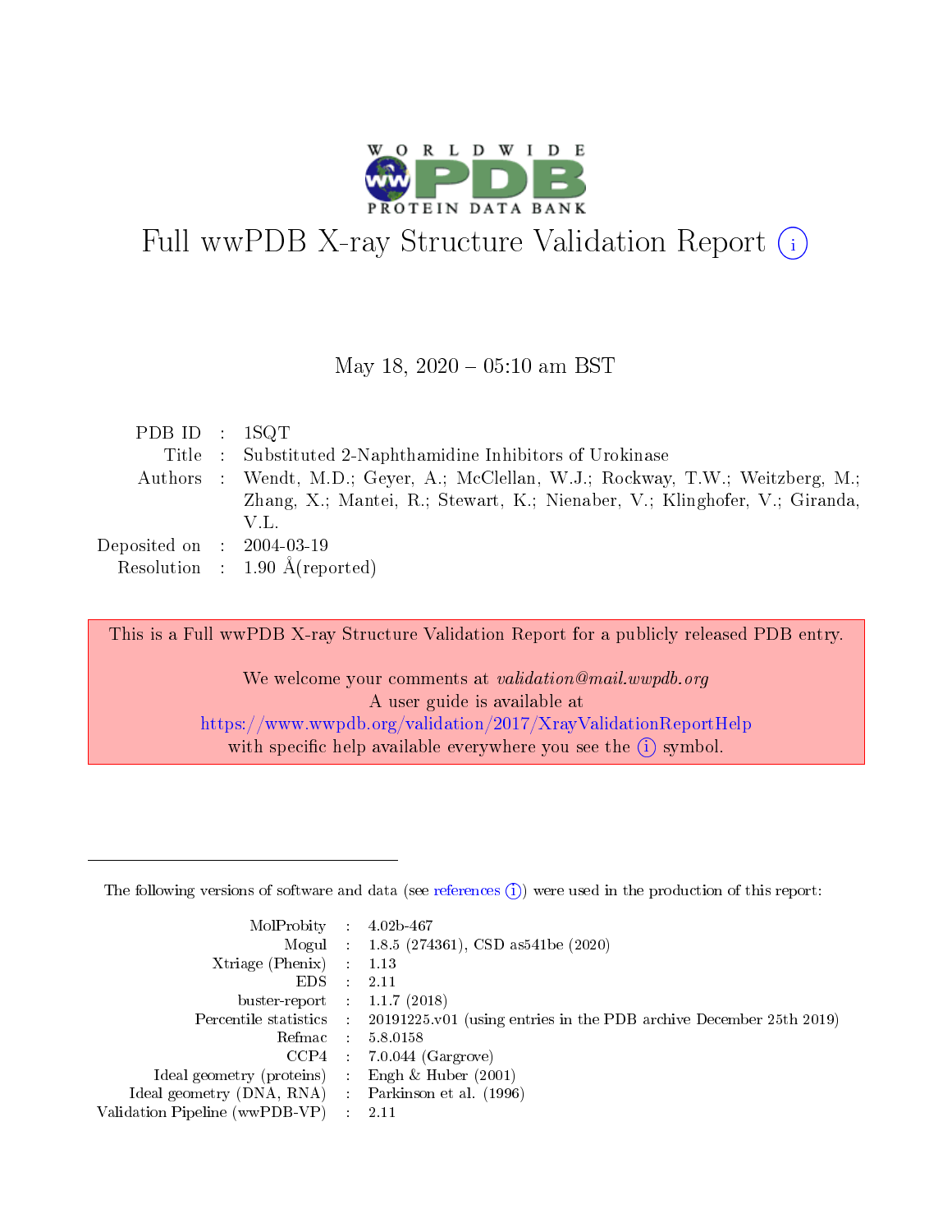# Full wwPDB X-ray Structure Validation Report (i)

May 18, 2020 – 05:10 am BST

| | | |
|---|---|---|
| PDB ID | : | 1SQT |
| Title | : | Substituted 2-Naphthamidine Inhibitors of Urokinase |
| Authors | : | Wendt, M.D.; Geyer, A.; McClellan, W.J.; Rockway, T.W.; Weitzberg, M.; Zhang, X.; Mantei, R.; Stewart, K.; Nienaber, V.; Klinghofer, V.; Giranda, V.L. |
| Deposited on | : | 2004-03-19 |
| Resolution | : | 1.90 Å(reported) |

This is a Full wwPDB X-ray Structure Validation Report for a publicly released PDB entry.

We welcome your comments at *validation@mail.wwpdb.org*
A user guide is available at
https://www.wwpdb.org/validation/2017/XrayValidationReportHelp
with specific help available everywhere you see the (i) symbol.

---

The following versions of software and data (see references (i)) were used in the production of this report:

| | | |
|---|---|---|
| MolProbity | : | 4.02b-467 |
| Mogul | : | 1.8.5 (274361), CSD as541be (2020) |
| Xtriage (Phenix) | : | 1.13 |
| EDS | : | 2.11 |
| buster-report | : | 1.1.7 (2018) |
| Percentile statistics | : | 20191225.v01 (using entries in the PDB archive December 25th 2019) |
| Refmac | : | 5.8.0158 |
| CCP4 | : | 7.0.044 (Gargrove) |
| Ideal geometry (proteins) | : | Engh & Huber (2001) |
| Ideal geometry (DNA, RNA) | : | Parkinson et al. (1996) |
| Validation Pipeline (wwPDB-VP) | : | 2.11 |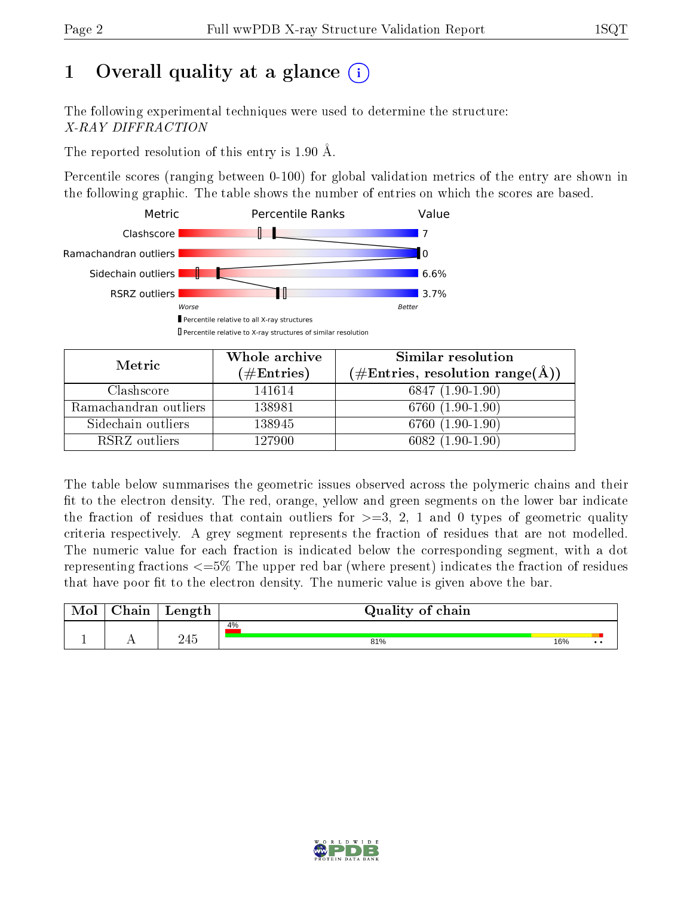# 1 Overall quality at a glance

The following experimental techniques were used to determine the structure:
*X-RAY DIFFRACTION*

The reported resolution of this entry is 1.90 Å.

Percentile scores (ranging between 0-100) for global validation metrics of the entry are shown in the following graphic. The table shows the number of entries on which the scores are based.

| Metric | Value |
|---|---|
| Clashscore | 7 |
| Ramachandran outliers | 0 |
| Sidechain outliers | 6.6% |
| RSRZ outliers | 3.7% |

Worse — Better

▮ Percentile relative to all X-ray structures
▯ Percentile relative to X-ray structures of similar resolution

| Metric | Whole archive (#Entries) | Similar resolution (#Entries, resolution range(Å)) |
|---|---|---|
| Clashscore | 141614 | 6847 (1.90-1.90) |
| Ramachandran outliers | 138981 | 6760 (1.90-1.90) |
| Sidechain outliers | 138945 | 6760 (1.90-1.90) |
| RSRZ outliers | 127900 | 6082 (1.90-1.90) |

The table below summarises the geometric issues observed across the polymeric chains and their fit to the electron density. The red, orange, yellow and green segments on the lower bar indicate the fraction of residues that contain outliers for >=3, 2, 1 and 0 types of geometric quality criteria respectively. A grey segment represents the fraction of residues that are not modelled. The numeric value for each fraction is indicated below the corresponding segment, with a dot representing fractions <=5% The upper red bar (where present) indicates the fraction of residues that have poor fit to the electron density. The numeric value is given above the bar.

| Mol | Chain | Length | Quality of chain |
|---|---|---|---|
| 1 | A | 245 | 4% (poor fit); 81%, 16%, •, • |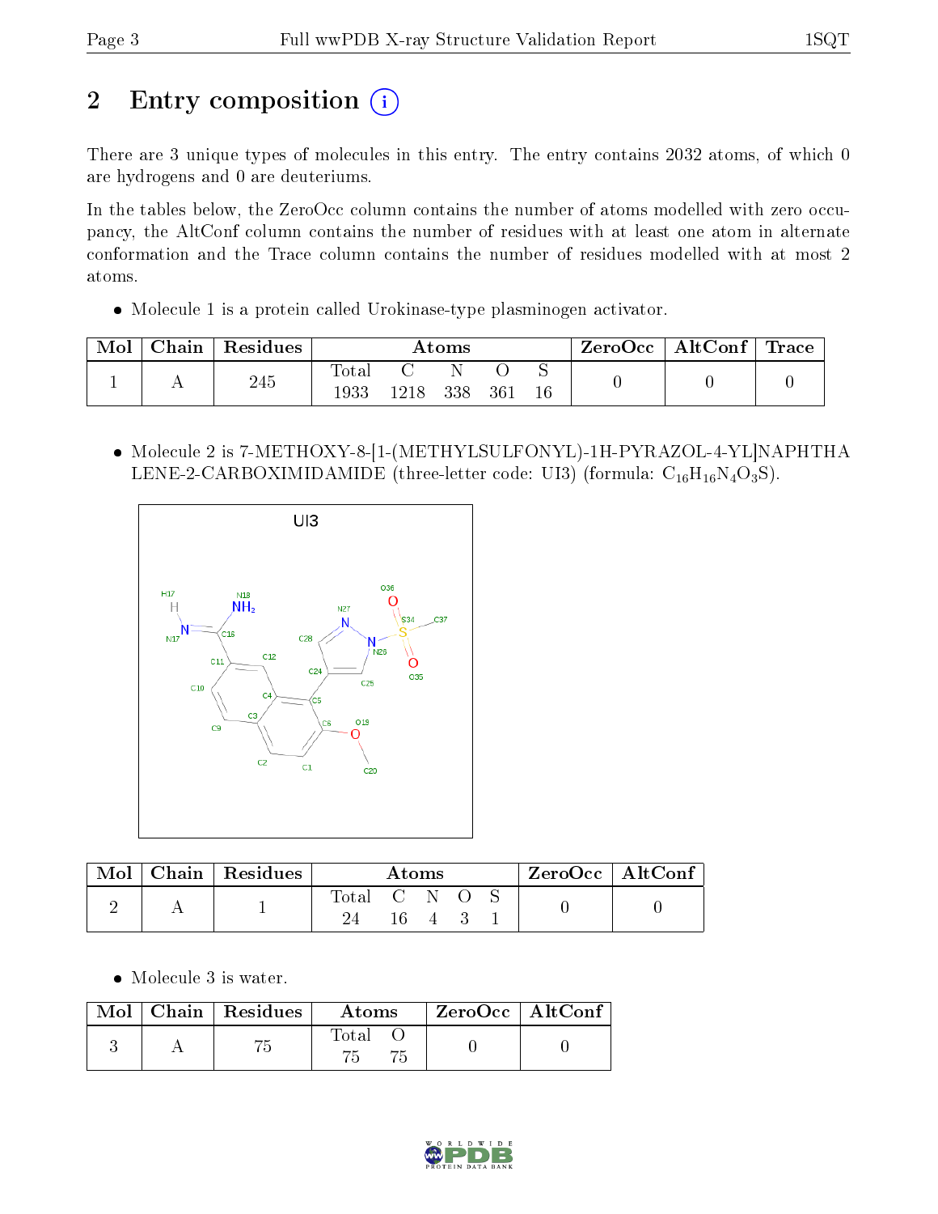# 2 Entry composition (i)

There are 3 unique types of molecules in this entry. The entry contains 2032 atoms, of which 0 are hydrogens and 0 are deuteriums.

In the tables below, the ZeroOcc column contains the number of atoms modelled with zero occupancy, the AltConf column contains the number of residues with at least one atom in alternate conformation and the Trace column contains the number of residues modelled with at most 2 atoms.

- Molecule 1 is a protein called Urokinase-type plasminogen activator.

| Mol | Chain | Residues | Atoms | | | | | ZeroOcc | AltConf | Trace |
|---|---|---|---|---|---|---|---|---|---|---|
| 1 | A | 245 | Total 1933 | C 1218 | N 338 | O 361 | S 16 | 0 | 0 | 0 |

- Molecule 2 is 7-METHOXY-8-[1-(METHYLSULFONYL)-1H-PYRAZOL-4-YL]NAPHTHALENE-2-CARBOXIMIDAMIDE (three-letter code: UI3) (formula: $C_{16}H_{16}N_4O_3S$).

| Mol | Chain | Residues | Atoms | | | | | ZeroOcc | AltConf |
|---|---|---|---|---|---|---|---|---|---|
| 2 | A | 1 | Total 24 | C 16 | N 4 | O 3 | S 1 | 0 | 0 |

- Molecule 3 is water.

| Mol | Chain | Residues | Atoms | | ZeroOcc | AltConf |
|---|---|---|---|---|---|---|
| 3 | A | 75 | Total 75 | O 75 | 0 | 0 |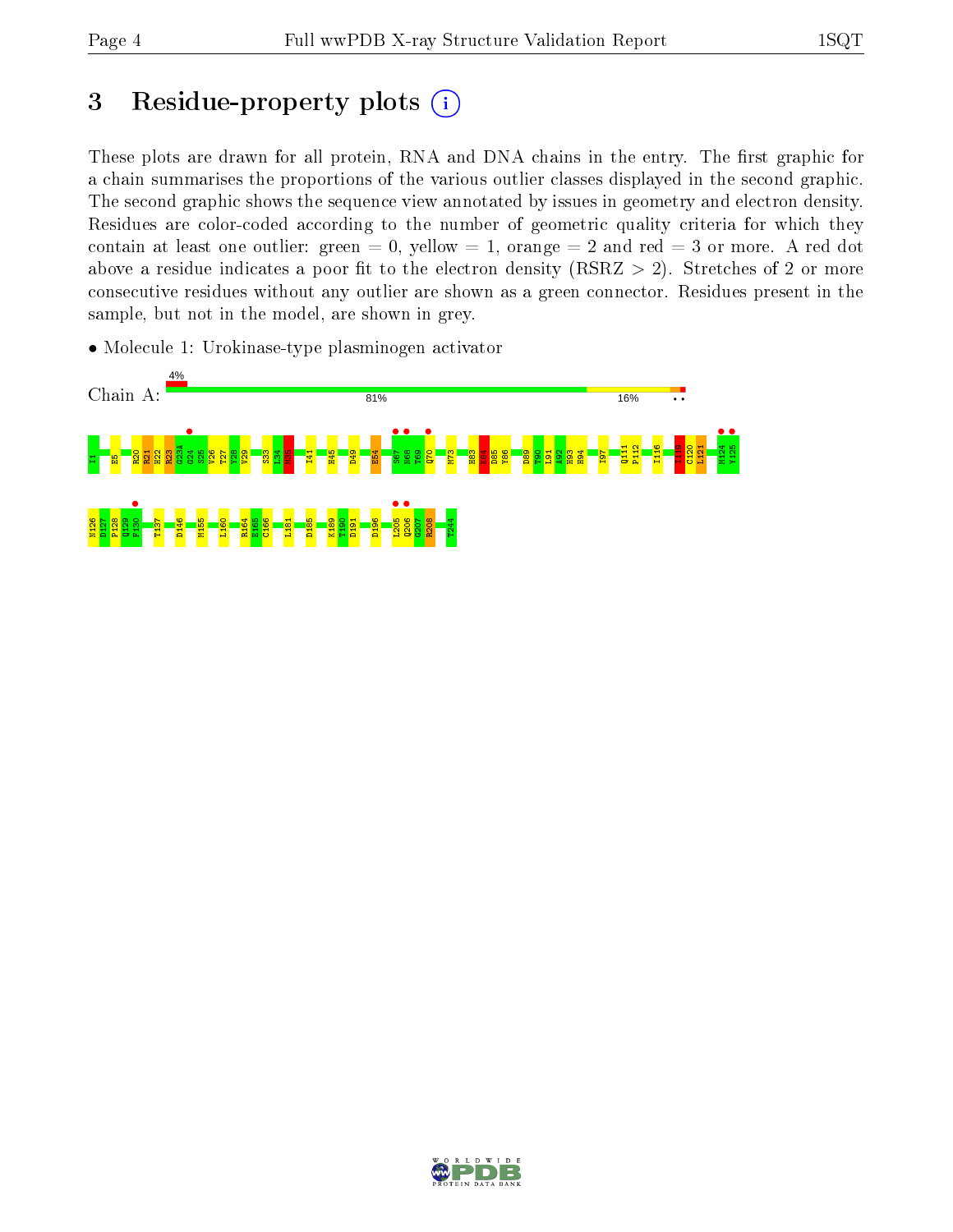# 3 Residue-property plots

These plots are drawn for all protein, RNA and DNA chains in the entry. The first graphic for a chain summarises the proportions of the various outlier classes displayed in the second graphic. The second graphic shows the sequence view annotated by issues in geometry and electron density. Residues are color-coded according to the number of geometric quality criteria for which they contain at least one outlier: green = 0, yellow = 1, orange = 2 and red = 3 or more. A red dot above a residue indicates a poor fit to the electron density (RSRZ > 2). Stretches of 2 or more consecutive residues without any outlier are shown as a green connector. Residues present in the sample, but not in the model, are shown in grey.

- Molecule 1: Urokinase-type plasminogen activator

Chain A: 4% | 81% | 16%

I1 E5 R20 R21 H22 R23 G23A G24 S25 V26 T27 Y28 V29 S33 L34 K35 I41 H45 D49 E54 S67 N68 T69 Q70 M73 H83 K84 D85 Y86 D89 T90 L91 A92 H93 H94 I97 Q111 P112 I116 I119 C120 L121 M124 Y125 N126 D127 P128 Q129 F130 T137 D146 M155 L160 R164 E165 C166 L181 D185 K189 T190 D191 D196 L205 Q206 G207 R208 T244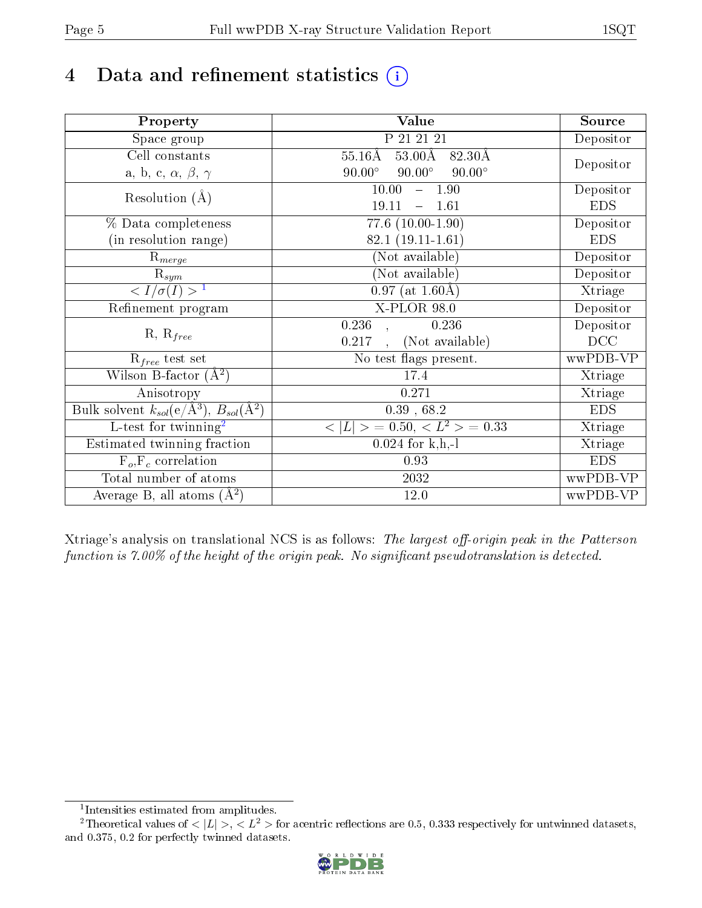# 4 Data and refinement statistics (i)

| Property | Value | Source |
|---|---|---|
| Space group | P 21 21 21 | Depositor |
| Cell constants<br>a, b, c, $\alpha$, $\beta$, $\gamma$ | 55.16Å 53.00Å 82.30Å<br>90.00° 90.00° 90.00° | Depositor |
| Resolution (Å) | 10.00 – 1.90<br>19.11 – 1.61 | Depositor<br>EDS |
| % Data completeness<br>(in resolution range) | 77.6 (10.00-1.90)<br>82.1 (19.11-1.61) | Depositor<br>EDS |
| $R_{merge}$ | (Not available) | Depositor |
| $R_{sym}$ | (Not available) | Depositor |
| $< I/\sigma(I) >$ [1] | 0.97 (at 1.60Å) | Xtriage |
| Refinement program | X-PLOR 98.0 | Depositor |
| R, $R_{free}$ | 0.236 , 0.236<br>0.217 , (Not available) | Depositor<br>DCC |
| $R_{free}$ test set | No test flags present. | wwPDB-VP |
| Wilson B-factor (Å$^2$) | 17.4 | Xtriage |
| Anisotropy | 0.271 | Xtriage |
| Bulk solvent $k_{sol}$(e/Å$^3$), $B_{sol}$(Å$^2$) | 0.39 , 68.2 | EDS |
| L-test for twinning[2] | $< \lvert L \rvert >$ = 0.50, $< L^2 >$ = 0.33 | Xtriage |
| Estimated twinning fraction | 0.024 for k,h,-l | Xtriage |
| $F_o$,$F_c$ correlation | 0.93 | EDS |
| Total number of atoms | 2032 | wwPDB-VP |
| Average B, all atoms (Å$^2$) | 12.0 | wwPDB-VP |

Xtriage's analysis on translational NCS is as follows: *The largest off-origin peak in the Patterson function is 7.00% of the height of the origin peak. No significant pseudotranslation is detected.*

[1] Intensities estimated from amplitudes.

[2] Theoretical values of $< \lvert L \rvert >$, $< L^2 >$ for acentric reflections are 0.5, 0.333 respectively for untwinned datasets, and 0.375, 0.2 for perfectly twinned datasets.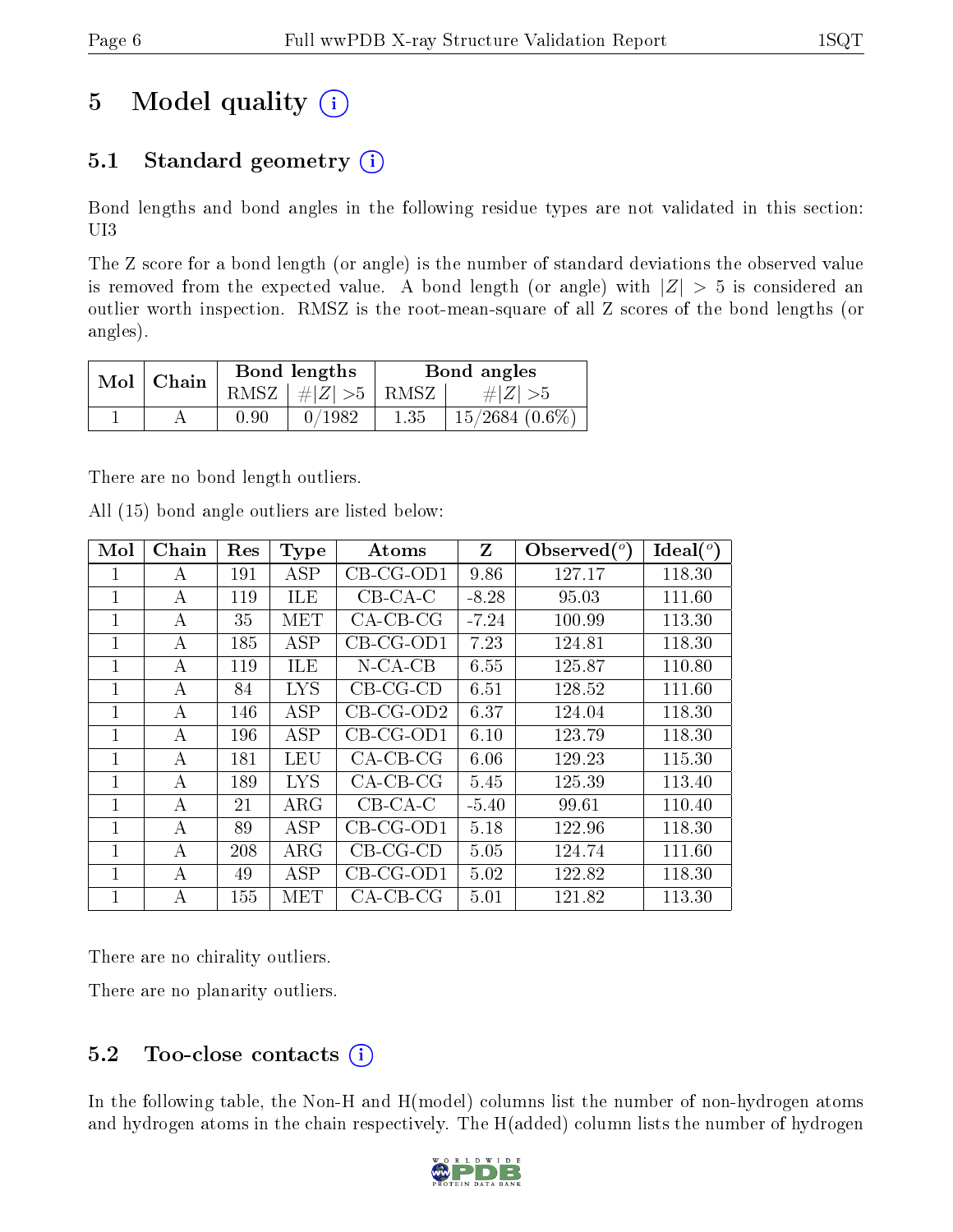# 5 Model quality

## 5.1 Standard geometry

Bond lengths and bond angles in the following residue types are not validated in this section: UI3

The Z score for a bond length (or angle) is the number of standard deviations the observed value is removed from the expected value. A bond length (or angle) with $|Z| > 5$ is considered an outlier worth inspection. RMSZ is the root-mean-square of all Z scores of the bond lengths (or angles).

| Mol | Chain | Bond lengths | | Bond angles | |
|---|---|---|---|---|---|
| | | RMSZ | #$\|Z\|$ >5 | RMSZ | #$\|Z\|$ >5 |
| 1 | A | 0.90 | 0/1982 | 1.35 | 15/2684 (0.6%) |

There are no bond length outliers.

All (15) bond angle outliers are listed below:

| Mol | Chain | Res | Type | Atoms | Z | Observed(°) | Ideal(°) |
|---|---|---|---|---|---|---|---|
| 1 | A | 191 | ASP | CB-CG-OD1 | 9.86 | 127.17 | 118.30 |
| 1 | A | 119 | ILE | CB-CA-C | -8.28 | 95.03 | 111.60 |
| 1 | A | 35 | MET | CA-CB-CG | -7.24 | 100.99 | 113.30 |
| 1 | A | 185 | ASP | CB-CG-OD1 | 7.23 | 124.81 | 118.30 |
| 1 | A | 119 | ILE | N-CA-CB | 6.55 | 125.87 | 110.80 |
| 1 | A | 84 | LYS | CB-CG-CD | 6.51 | 128.52 | 111.60 |
| 1 | A | 146 | ASP | CB-CG-OD2 | 6.37 | 124.04 | 118.30 |
| 1 | A | 196 | ASP | CB-CG-OD1 | 6.10 | 123.79 | 118.30 |
| 1 | A | 181 | LEU | CA-CB-CG | 6.06 | 129.23 | 115.30 |
| 1 | A | 189 | LYS | CA-CB-CG | 5.45 | 125.39 | 113.40 |
| 1 | A | 21 | ARG | CB-CA-C | -5.40 | 99.61 | 110.40 |
| 1 | A | 89 | ASP | CB-CG-OD1 | 5.18 | 122.96 | 118.30 |
| 1 | A | 208 | ARG | CB-CG-CD | 5.05 | 124.74 | 111.60 |
| 1 | A | 49 | ASP | CB-CG-OD1 | 5.02 | 122.82 | 118.30 |
| 1 | A | 155 | MET | CA-CB-CG | 5.01 | 121.82 | 113.30 |

There are no chirality outliers.

There are no planarity outliers.

## 5.2 Too-close contacts

In the following table, the Non-H and H(model) columns list the number of non-hydrogen atoms and hydrogen atoms in the chain respectively. The H(added) column lists the number of hydrogen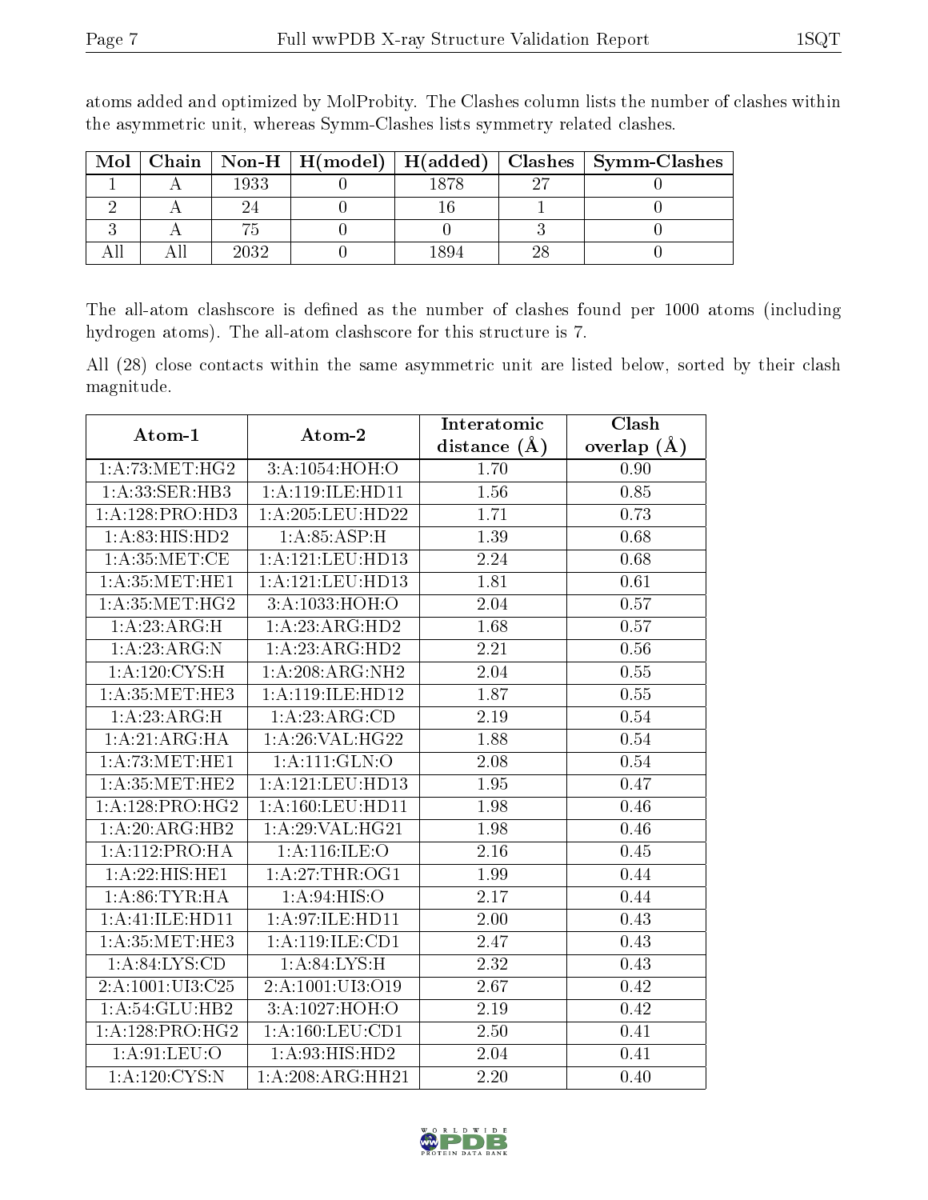atoms added and optimized by MolProbity. The Clashes column lists the number of clashes within the asymmetric unit, whereas Symm-Clashes lists symmetry related clashes.

| Mol | Chain | Non-H | H(model) | H(added) | Clashes | Symm-Clashes |
|---|---|---|---|---|---|---|
| 1 | A | 1933 | 0 | 1878 | 27 | 0 |
| 2 | A | 24 | 0 | 16 | 1 | 0 |
| 3 | A | 75 | 0 | 0 | 3 | 0 |
| All | All | 2032 | 0 | 1894 | 28 | 0 |

The all-atom clashscore is defined as the number of clashes found per 1000 atoms (including hydrogen atoms). The all-atom clashscore for this structure is 7.

All (28) close contacts within the same asymmetric unit are listed below, sorted by their clash magnitude.

| Atom-1 | Atom-2 | Interatomic distance (Å) | Clash overlap (Å) |
|---|---|---|---|
| 1:A:73:MET:HG2 | 3:A:1054:HOH:O | 1.70 | 0.90 |
| 1:A:33:SER:HB3 | 1:A:119:ILE:HD11 | 1.56 | 0.85 |
| 1:A:128:PRO:HD3 | 1:A:205:LEU:HD22 | 1.71 | 0.73 |
| 1:A:83:HIS:HD2 | 1:A:85:ASP:H | 1.39 | 0.68 |
| 1:A:35:MET:CE | 1:A:121:LEU:HD13 | 2.24 | 0.68 |
| 1:A:35:MET:HE1 | 1:A:121:LEU:HD13 | 1.81 | 0.61 |
| 1:A:35:MET:HG2 | 3:A:1033:HOH:O | 2.04 | 0.57 |
| 1:A:23:ARG:H | 1:A:23:ARG:HD2 | 1.68 | 0.57 |
| 1:A:23:ARG:N | 1:A:23:ARG:HD2 | 2.21 | 0.56 |
| 1:A:120:CYS:H | 1:A:208:ARG:NH2 | 2.04 | 0.55 |
| 1:A:35:MET:HE3 | 1:A:119:ILE:HD12 | 1.87 | 0.55 |
| 1:A:23:ARG:H | 1:A:23:ARG:CD | 2.19 | 0.54 |
| 1:A:21:ARG:HA | 1:A:26:VAL:HG22 | 1.88 | 0.54 |
| 1:A:73:MET:HE1 | 1:A:111:GLN:O | 2.08 | 0.54 |
| 1:A:35:MET:HE2 | 1:A:121:LEU:HD13 | 1.95 | 0.47 |
| 1:A:128:PRO:HG2 | 1:A:160:LEU:HD11 | 1.98 | 0.46 |
| 1:A:20:ARG:HB2 | 1:A:29:VAL:HG21 | 1.98 | 0.46 |
| 1:A:112:PRO:HA | 1:A:116:ILE:O | 2.16 | 0.45 |
| 1:A:22:HIS:HE1 | 1:A:27:THR:OG1 | 1.99 | 0.44 |
| 1:A:86:TYR:HA | 1:A:94:HIS:O | 2.17 | 0.44 |
| 1:A:41:ILE:HD11 | 1:A:97:ILE:HD11 | 2.00 | 0.43 |
| 1:A:35:MET:HE3 | 1:A:119:ILE:CD1 | 2.47 | 0.43 |
| 1:A:84:LYS:CD | 1:A:84:LYS:H | 2.32 | 0.43 |
| 2:A:1001:UI3:C25 | 2:A:1001:UI3:O19 | 2.67 | 0.42 |
| 1:A:54:GLU:HB2 | 3:A:1027:HOH:O | 2.19 | 0.42 |
| 1:A:128:PRO:HG2 | 1:A:160:LEU:CD1 | 2.50 | 0.41 |
| 1:A:91:LEU:O | 1:A:93:HIS:HD2 | 2.04 | 0.41 |
| 1:A:120:CYS:N | 1:A:208:ARG:HH21 | 2.20 | 0.40 |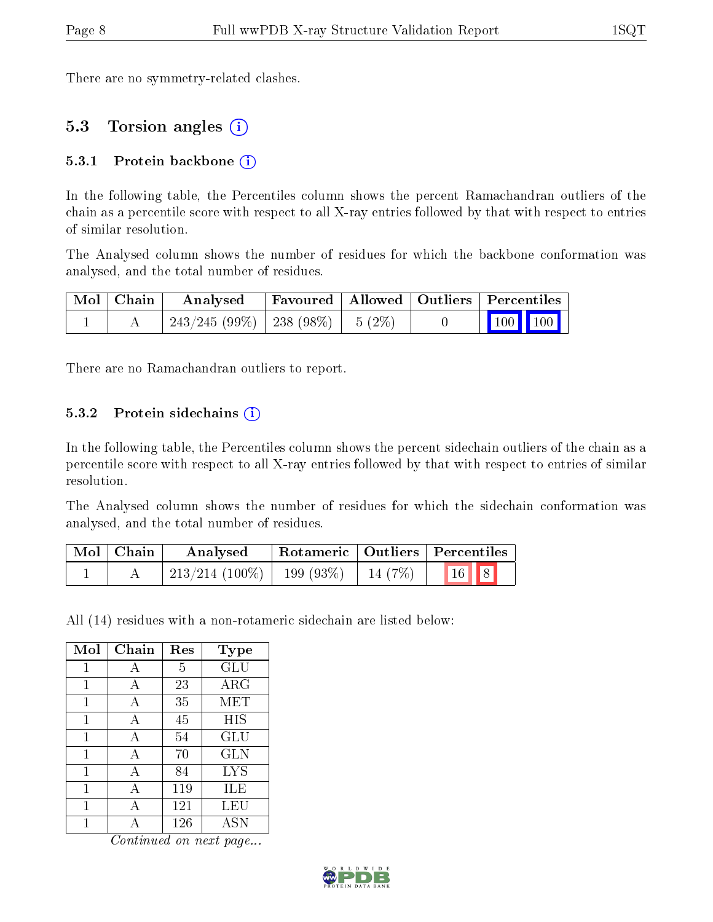There are no symmetry-related clashes.

## 5.3 Torsion angles (i)

### 5.3.1 Protein backbone (i)

In the following table, the Percentiles column shows the percent Ramachandran outliers of the chain as a percentile score with respect to all X-ray entries followed by that with respect to entries of similar resolution.

The Analysed column shows the number of residues for which the backbone conformation was analysed, and the total number of residues.

| Mol | Chain | Analysed | Favoured | Allowed | Outliers | Percentiles | |
|---|---|---|---|---|---|---|---|
| 1 | A | 243/245 (99%) | 238 (98%) | 5 (2%) | 0 | 100 | 100 |

There are no Ramachandran outliers to report.

### 5.3.2 Protein sidechains (i)

In the following table, the Percentiles column shows the percent sidechain outliers of the chain as a percentile score with respect to all X-ray entries followed by that with respect to entries of similar resolution.

The Analysed column shows the number of residues for which the sidechain conformation was analysed, and the total number of residues.

| Mol | Chain | Analysed | Rotameric | Outliers | Percentiles | |
|---|---|---|---|---|---|---|
| 1 | A | 213/214 (100%) | 199 (93%) | 14 (7%) | 16 | 8 |

All (14) residues with a non-rotameric sidechain are listed below:

| Mol | Chain | Res | Type |
|---|---|---|---|
| 1 | A | 5 | GLU |
| 1 | A | 23 | ARG |
| 1 | A | 35 | MET |
| 1 | A | 45 | HIS |
| 1 | A | 54 | GLU |
| 1 | A | 70 | GLN |
| 1 | A | 84 | LYS |
| 1 | A | 119 | ILE |
| 1 | A | 121 | LEU |
| 1 | A | 126 | ASN |

*Continued on next page...*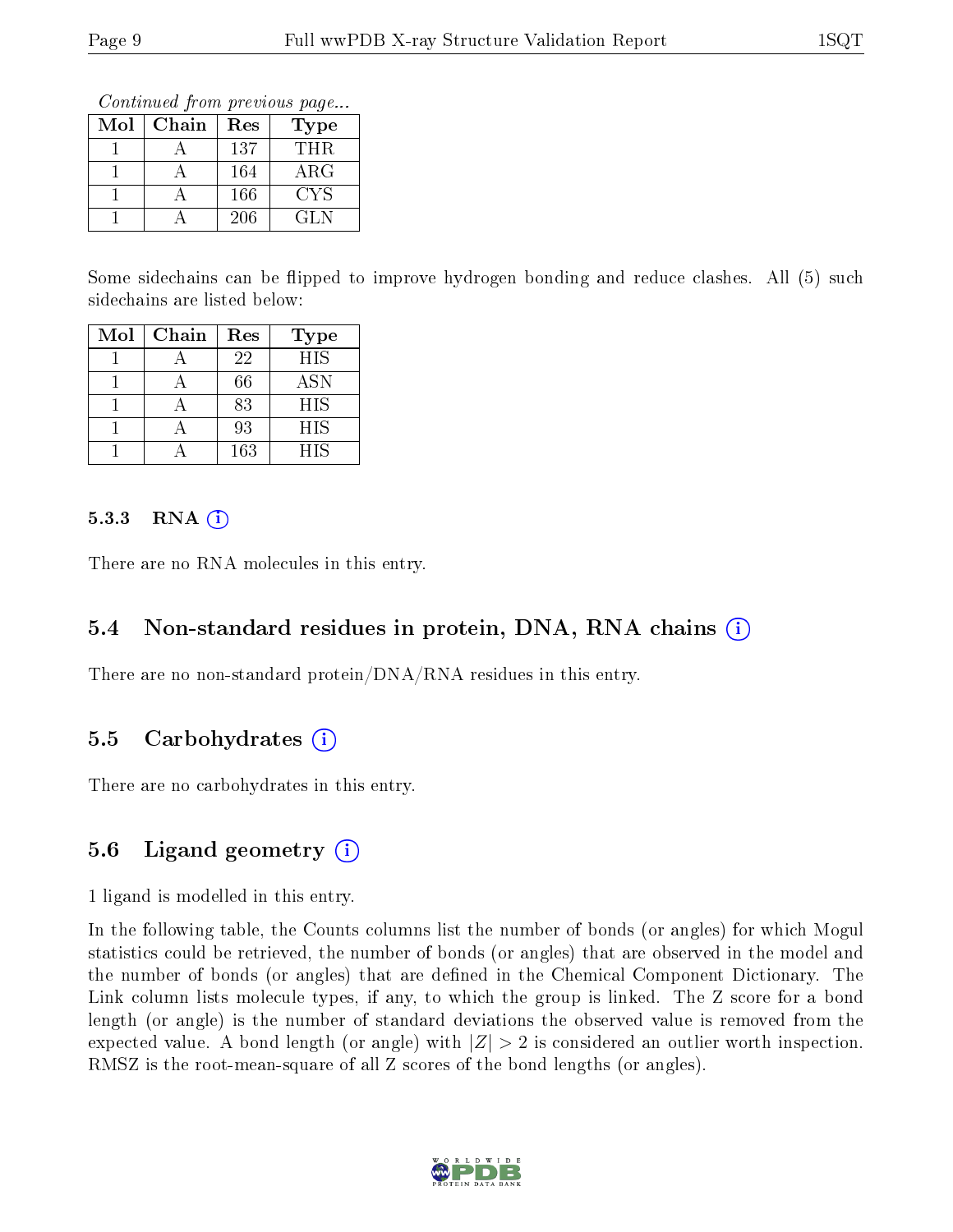*Continued from previous page...*

| Mol | Chain | Res | Type |
|---|---|---|---|
| 1 | A | 137 | THR |
| 1 | A | 164 | ARG |
| 1 | A | 166 | CYS |
| 1 | A | 206 | GLN |

Some sidechains can be flipped to improve hydrogen bonding and reduce clashes. All (5) such sidechains are listed below:

| Mol | Chain | Res | Type |
|---|---|---|---|
| 1 | A | 22 | HIS |
| 1 | A | 66 | ASN |
| 1 | A | 83 | HIS |
| 1 | A | 93 | HIS |
| 1 | A | 163 | HIS |

#### 5.3.3 RNA

There are no RNA molecules in this entry.

### 5.4 Non-standard residues in protein, DNA, RNA chains

There are no non-standard protein/DNA/RNA residues in this entry.

### 5.5 Carbohydrates

There are no carbohydrates in this entry.

### 5.6 Ligand geometry

1 ligand is modelled in this entry.

In the following table, the Counts columns list the number of bonds (or angles) for which Mogul statistics could be retrieved, the number of bonds (or angles) that are observed in the model and the number of bonds (or angles) that are defined in the Chemical Component Dictionary. The Link column lists molecule types, if any, to which the group is linked. The Z score for a bond length (or angle) is the number of standard deviations the observed value is removed from the expected value. A bond length (or angle) with $|Z| > 2$ is considered an outlier worth inspection. RMSZ is the root-mean-square of all Z scores of the bond lengths (or angles).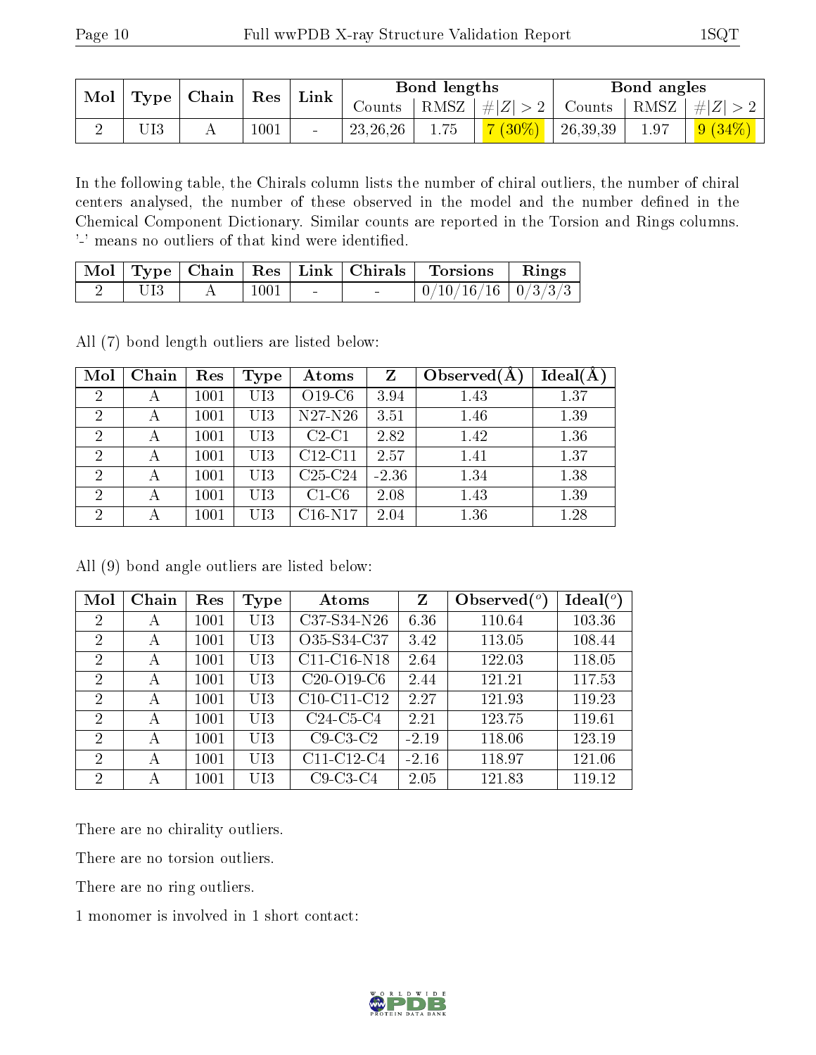| Mol | Type | Chain | Res | Link | Bond lengths | | | Bond angles | | |
|---|---|---|---|---|---|---|---|---|---|---|
| | | | | | Counts | RMSZ | #\|Z\| > 2 | Counts | RMSZ | #\|Z\| > 2 |
| 2 | UI3 | A | 1001 | - | 23,26,26 | 1.75 | 7 (30%) | 26,39,39 | 1.97 | 9 (34%) |

In the following table, the Chirals column lists the number of chiral outliers, the number of chiral centers analysed, the number of these observed in the model and the number defined in the Chemical Component Dictionary. Similar counts are reported in the Torsion and Rings columns. '-' means no outliers of that kind were identified.

| Mol | Type | Chain | Res | Link | Chirals | Torsions | Rings |
|---|---|---|---|---|---|---|---|
| 2 | UI3 | A | 1001 | - | - | 0/10/16/16 | 0/3/3/3 |

All (7) bond length outliers are listed below:

| Mol | Chain | Res | Type | Atoms | Z | Observed(Å) | Ideal(Å) |
|---|---|---|---|---|---|---|---|
| 2 | A | 1001 | UI3 | O19-C6 | 3.94 | 1.43 | 1.37 |
| 2 | A | 1001 | UI3 | N27-N26 | 3.51 | 1.46 | 1.39 |
| 2 | A | 1001 | UI3 | C2-C1 | 2.82 | 1.42 | 1.36 |
| 2 | A | 1001 | UI3 | C12-C11 | 2.57 | 1.41 | 1.37 |
| 2 | A | 1001 | UI3 | C25-C24 | -2.36 | 1.34 | 1.38 |
| 2 | A | 1001 | UI3 | C1-C6 | 2.08 | 1.43 | 1.39 |
| 2 | A | 1001 | UI3 | C16-N17 | 2.04 | 1.36 | 1.28 |

All (9) bond angle outliers are listed below:

| Mol | Chain | Res | Type | Atoms | Z | Observed(°) | Ideal(°) |
|---|---|---|---|---|---|---|---|
| 2 | A | 1001 | UI3 | C37-S34-N26 | 6.36 | 110.64 | 103.36 |
| 2 | A | 1001 | UI3 | O35-S34-C37 | 3.42 | 113.05 | 108.44 |
| 2 | A | 1001 | UI3 | C11-C16-N18 | 2.64 | 122.03 | 118.05 |
| 2 | A | 1001 | UI3 | C20-O19-C6 | 2.44 | 121.21 | 117.53 |
| 2 | A | 1001 | UI3 | C10-C11-C12 | 2.27 | 121.93 | 119.23 |
| 2 | A | 1001 | UI3 | C24-C5-C4 | 2.21 | 123.75 | 119.61 |
| 2 | A | 1001 | UI3 | C9-C3-C2 | -2.19 | 118.06 | 123.19 |
| 2 | A | 1001 | UI3 | C11-C12-C4 | -2.16 | 118.97 | 121.06 |
| 2 | A | 1001 | UI3 | C9-C3-C4 | 2.05 | 121.83 | 119.12 |

There are no chirality outliers.

There are no torsion outliers.

There are no ring outliers.

1 monomer is involved in 1 short contact: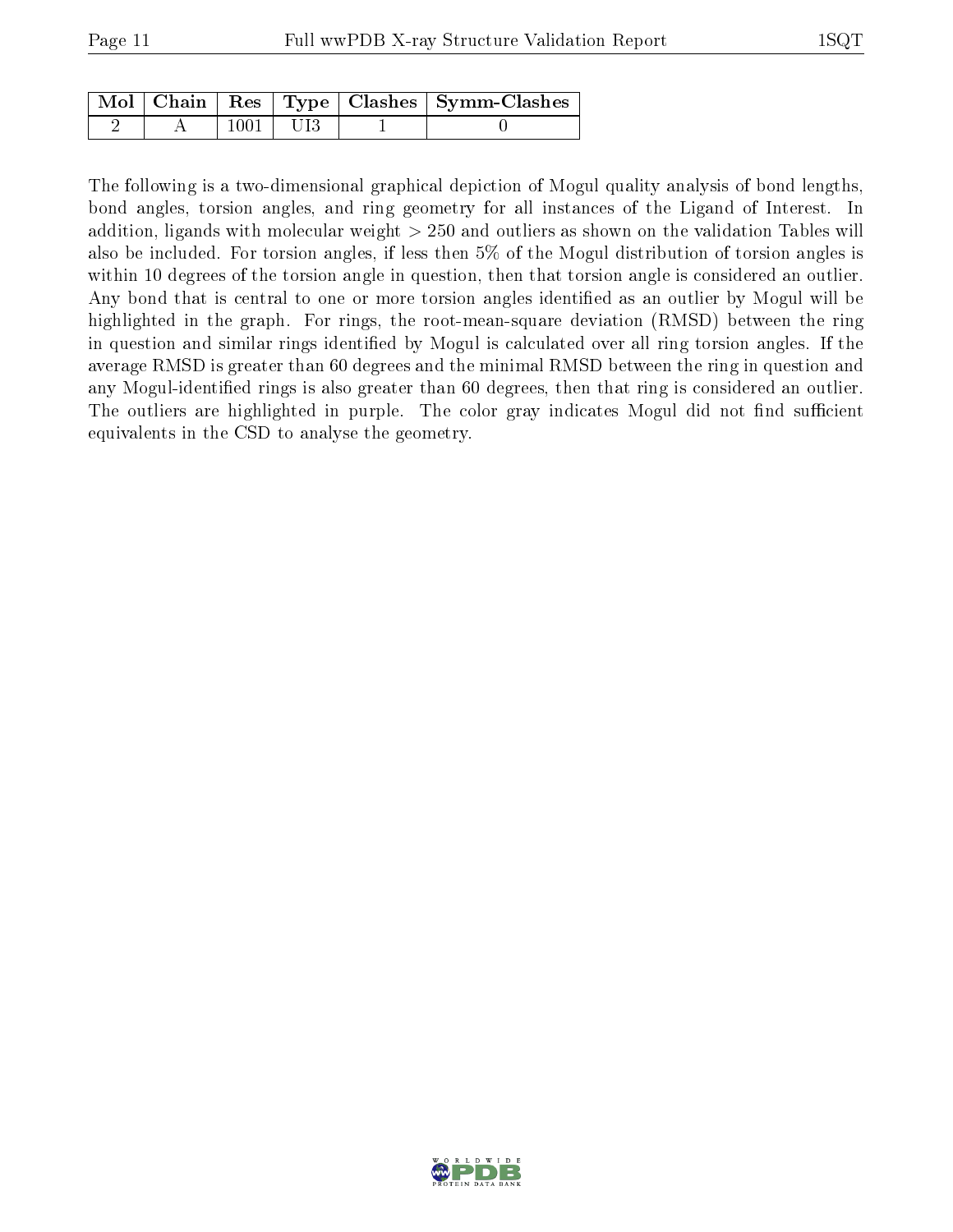| Mol | Chain | Res | Type | Clashes | Symm-Clashes |
| --- | --- | --- | --- | --- | --- |
| 2 | A | 1001 | UI3 | 1 | 0 |

The following is a two-dimensional graphical depiction of Mogul quality analysis of bond lengths, bond angles, torsion angles, and ring geometry for all instances of the Ligand of Interest. In addition, ligands with molecular weight > 250 and outliers as shown on the validation Tables will also be included. For torsion angles, if less then 5% of the Mogul distribution of torsion angles is within 10 degrees of the torsion angle in question, then that torsion angle is considered an outlier. Any bond that is central to one or more torsion angles identified as an outlier by Mogul will be highlighted in the graph. For rings, the root-mean-square deviation (RMSD) between the ring in question and similar rings identified by Mogul is calculated over all ring torsion angles. If the average RMSD is greater than 60 degrees and the minimal RMSD between the ring in question and any Mogul-identified rings is also greater than 60 degrees, then that ring is considered an outlier. The outliers are highlighted in purple. The color gray indicates Mogul did not find sufficient equivalents in the CSD to analyse the geometry.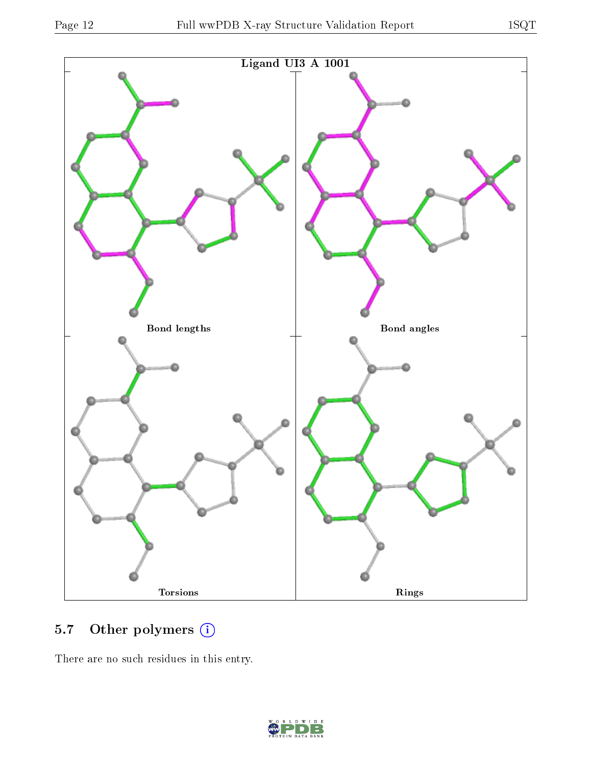Ligand UI3 A 1001

Bond lengths

Bond angles

Torsions

Rings

## 5.7 Other polymers

There are no such residues in this entry.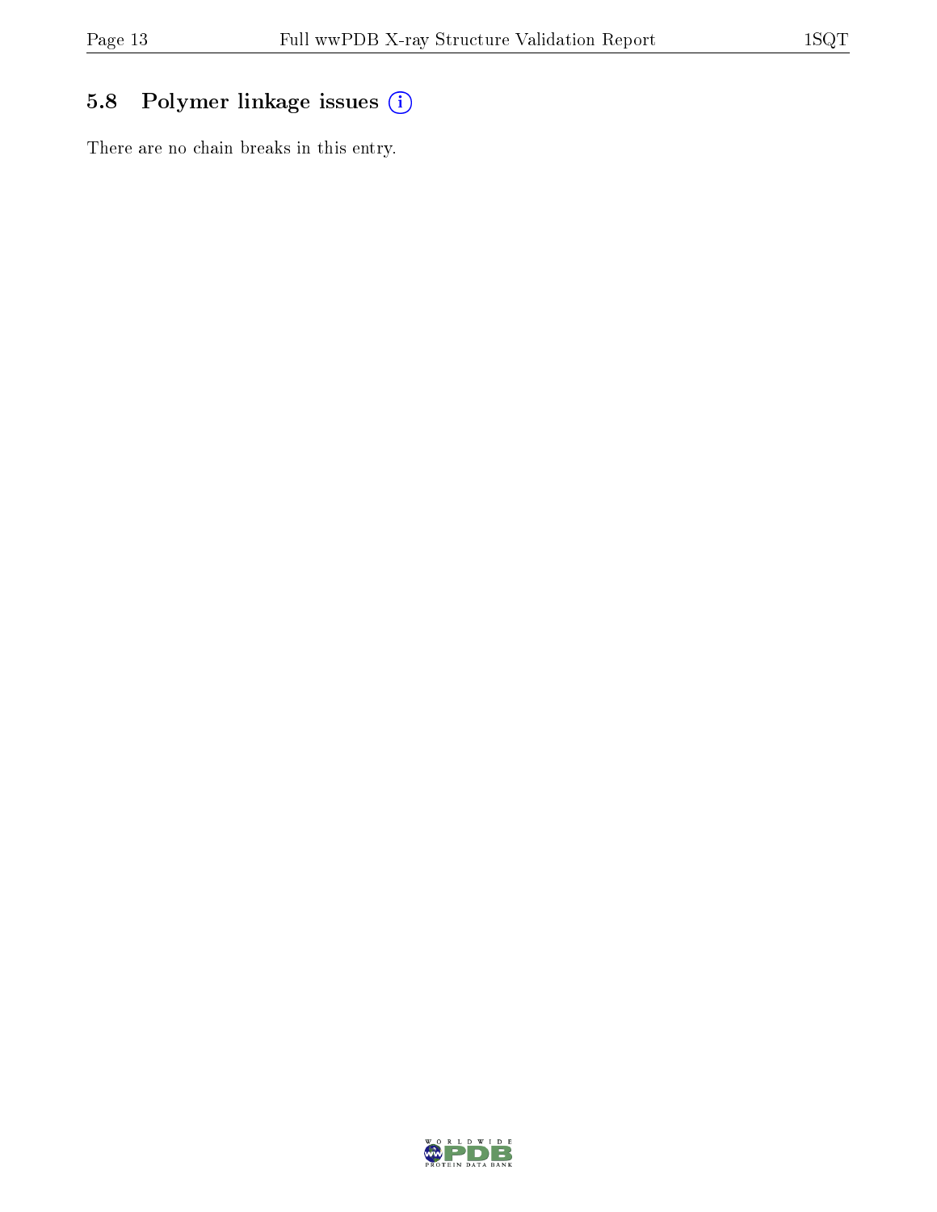## 5.8 Polymer linkage issues

There are no chain breaks in this entry.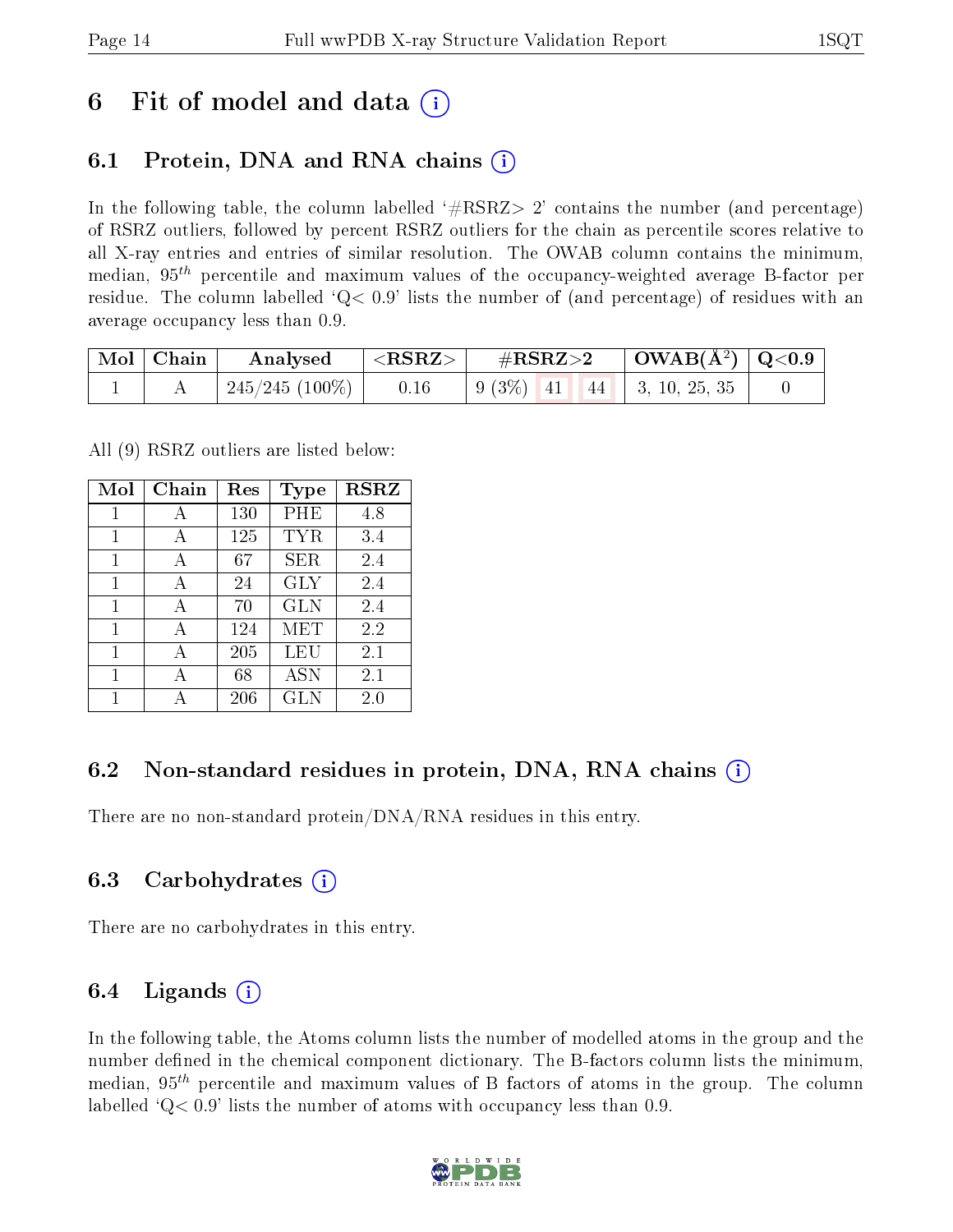# 6 Fit of model and data

## 6.1 Protein, DNA and RNA chains

In the following table, the column labelled '#RSRZ> 2' contains the number (and percentage) of RSRZ outliers, followed by percent RSRZ outliers for the chain as percentile scores relative to all X-ray entries and entries of similar resolution. The OWAB column contains the minimum, median, $95^{th}$ percentile and maximum values of the occupancy-weighted average B-factor per residue. The column labelled 'Q< 0.9' lists the number of (and percentage) of residues with an average occupancy less than 0.9.

| Mol | Chain | Analysed | <RSRZ> | #RSRZ>2 | | | OWAB(Å$^2$) | Q<0.9 |
|---|---|---|---|---|---|---|---|---|
| 1 | A | 245/245 (100%) | 0.16 | 9 (3%) | 41 | 44 | 3, 10, 25, 35 | 0 |

All (9) RSRZ outliers are listed below:

| Mol | Chain | Res | Type | RSRZ |
|---|---|---|---|---|
| 1 | A | 130 | PHE | 4.8 |
| 1 | A | 125 | TYR | 3.4 |
| 1 | A | 67 | SER | 2.4 |
| 1 | A | 24 | GLY | 2.4 |
| 1 | A | 70 | GLN | 2.4 |
| 1 | A | 124 | MET | 2.2 |
| 1 | A | 205 | LEU | 2.1 |
| 1 | A | 68 | ASN | 2.1 |
| 1 | A | 206 | GLN | 2.0 |

## 6.2 Non-standard residues in protein, DNA, RNA chains

There are no non-standard protein/DNA/RNA residues in this entry.

## 6.3 Carbohydrates

There are no carbohydrates in this entry.

## 6.4 Ligands

In the following table, the Atoms column lists the number of modelled atoms in the group and the number defined in the chemical component dictionary. The B-factors column lists the minimum, median, $95^{th}$ percentile and maximum values of B factors of atoms in the group. The column labelled 'Q< 0.9' lists the number of atoms with occupancy less than 0.9.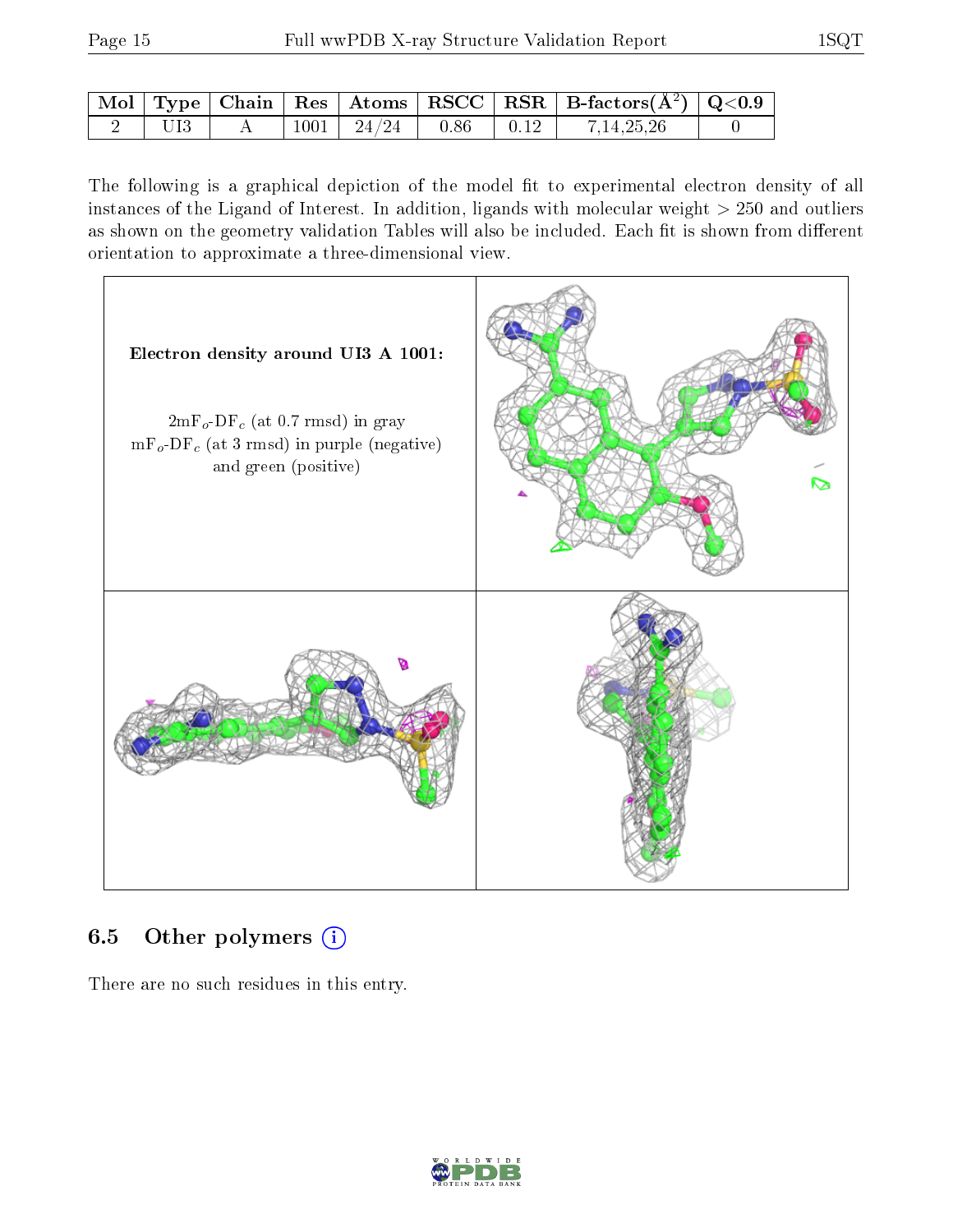| Mol | Type | Chain | Res | Atoms | RSCC | RSR | B-factors($Å^2$) | Q<0.9 |
|---|---|---|---|---|---|---|---|---|
| 2 | UI3 | A | 1001 | 24/24 | 0.86 | 0.12 | 7,14,25,26 | 0 |

The following is a graphical depiction of the model fit to experimental electron density of all instances of the Ligand of Interest. In addition, ligands with molecular weight > 250 and outliers as shown on the geometry validation Tables will also be included. Each fit is shown from different orientation to approximate a three-dimensional view.

**Electron density around UI3 A 1001:**

$2mF_o$-$DF_c$ (at 0.7 rmsd) in gray
$mF_o$-$DF_c$ (at 3 rmsd) in purple (negative) and green (positive)

## 6.5 Other polymers

There are no such residues in this entry.